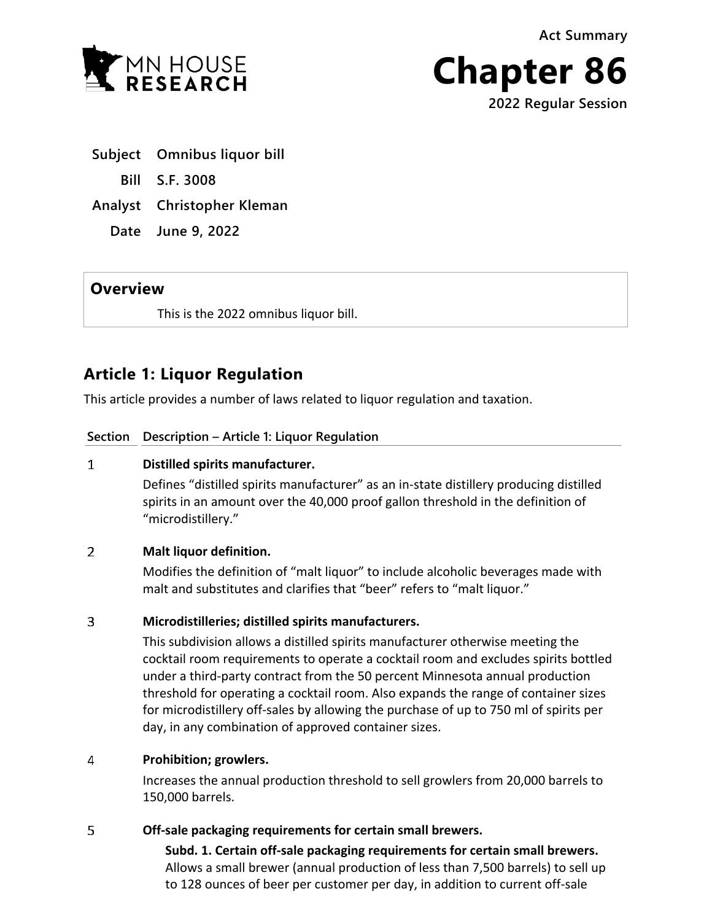Act Summary

# Chapter 86

2022 Regular Session

**Subject** Omnibus liquor bill

**Bill** S.F. 3008

**Analyst** Christopher Kleman

**Date** June 9, 2022

## Overview

This is the 2022 omnibus liquor bill.

## Article 1: Liquor Regulation

This article provides a number of laws related to liquor regulation and taxation.

| Section | Description – Article 1: Liquor Regulation |
|---|---|
| 1 | **Distilled spirits manufacturer.** Defines "distilled spirits manufacturer" as an in-state distillery producing distilled spirits in an amount over the 40,000 proof gallon threshold in the definition of "microdistillery." |
| 2 | **Malt liquor definition.** Modifies the definition of "malt liquor" to include alcoholic beverages made with malt and substitutes and clarifies that "beer" refers to "malt liquor." |
| 3 | **Microdistilleries; distilled spirits manufacturers.** This subdivision allows a distilled spirits manufacturer otherwise meeting the cocktail room requirements to operate a cocktail room and excludes spirits bottled under a third-party contract from the 50 percent Minnesota annual production threshold for operating a cocktail room. Also expands the range of container sizes for microdistillery off-sales by allowing the purchase of up to 750 ml of spirits per day, in any combination of approved container sizes. |
| 4 | **Prohibition; growlers.** Increases the annual production threshold to sell growlers from 20,000 barrels to 150,000 barrels. |
| 5 | **Off-sale packaging requirements for certain small brewers.** **Subd. 1. Certain off-sale packaging requirements for certain small brewers.** Allows a small brewer (annual production of less than 7,500 barrels) to sell up to 128 ounces of beer per customer per day, in addition to current off-sale |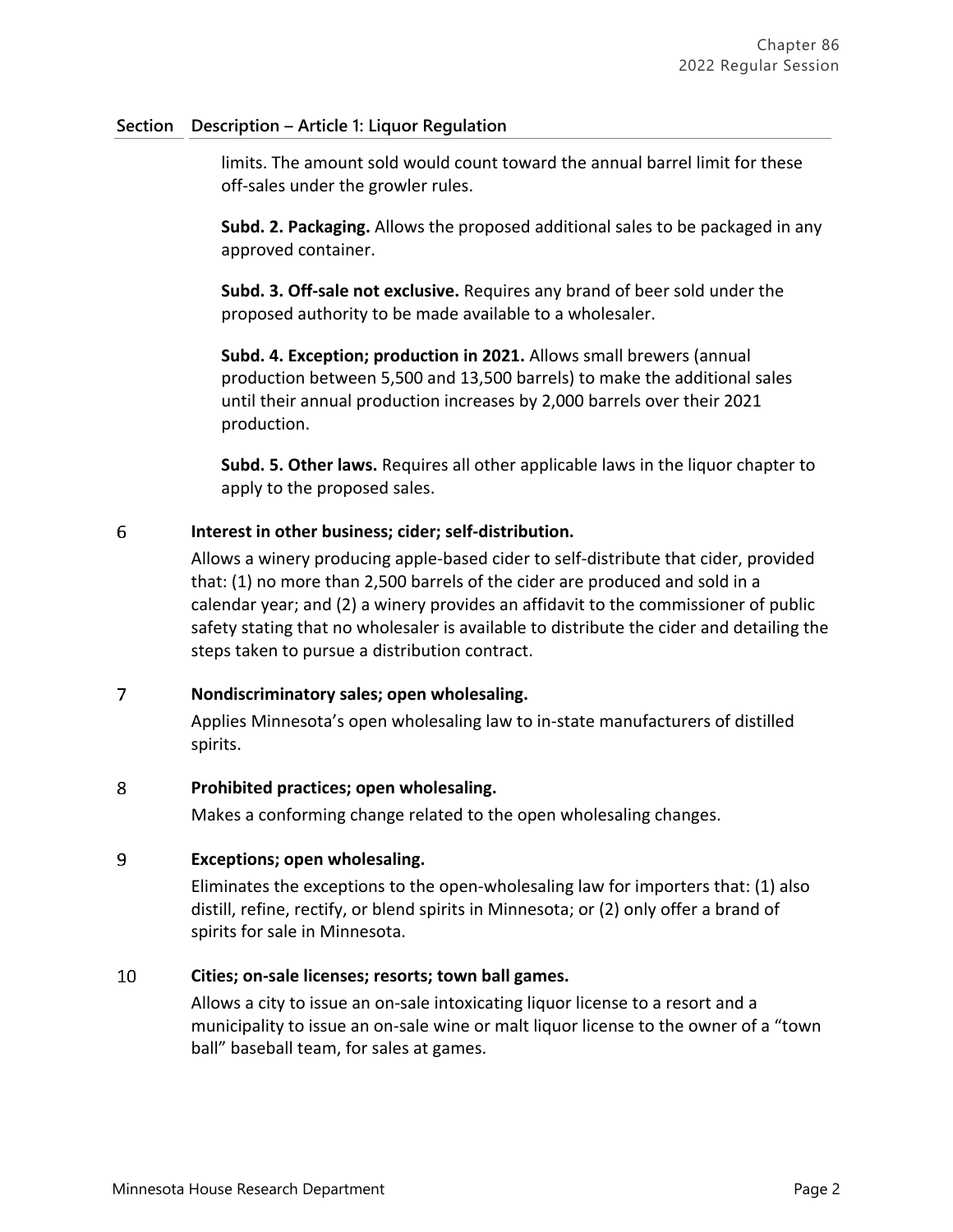| Section | Description – Article 1: Liquor Regulation |
|---|---|
| | limits. The amount sold would count toward the annual barrel limit for these off-sales under the growler rules.<br><br>**Subd. 2. Packaging.** Allows the proposed additional sales to be packaged in any approved container.<br><br>**Subd. 3. Off-sale not exclusive.** Requires any brand of beer sold under the proposed authority to be made available to a wholesaler.<br><br>**Subd. 4. Exception; production in 2021.** Allows small brewers (annual production between 5,500 and 13,500 barrels) to make the additional sales until their annual production increases by 2,000 barrels over their 2021 production.<br><br>**Subd. 5. Other laws.** Requires all other applicable laws in the liquor chapter to apply to the proposed sales. |
| 6 | **Interest in other business; cider; self-distribution.**<br>Allows a winery producing apple-based cider to self-distribute that cider, provided that: (1) no more than 2,500 barrels of the cider are produced and sold in a calendar year; and (2) a winery provides an affidavit to the commissioner of public safety stating that no wholesaler is available to distribute the cider and detailing the steps taken to pursue a distribution contract. |
| 7 | **Nondiscriminatory sales; open wholesaling.**<br>Applies Minnesota's open wholesaling law to in-state manufacturers of distilled spirits. |
| 8 | **Prohibited practices; open wholesaling.**<br>Makes a conforming change related to the open wholesaling changes. |
| 9 | **Exceptions; open wholesaling.**<br>Eliminates the exceptions to the open-wholesaling law for importers that: (1) also distill, refine, rectify, or blend spirits in Minnesota; or (2) only offer a brand of spirits for sale in Minnesota. |
| 10 | **Cities; on-sale licenses; resorts; town ball games.**<br>Allows a city to issue an on-sale intoxicating liquor license to a resort and a municipality to issue an on-sale wine or malt liquor license to the owner of a "town ball" baseball team, for sales at games. |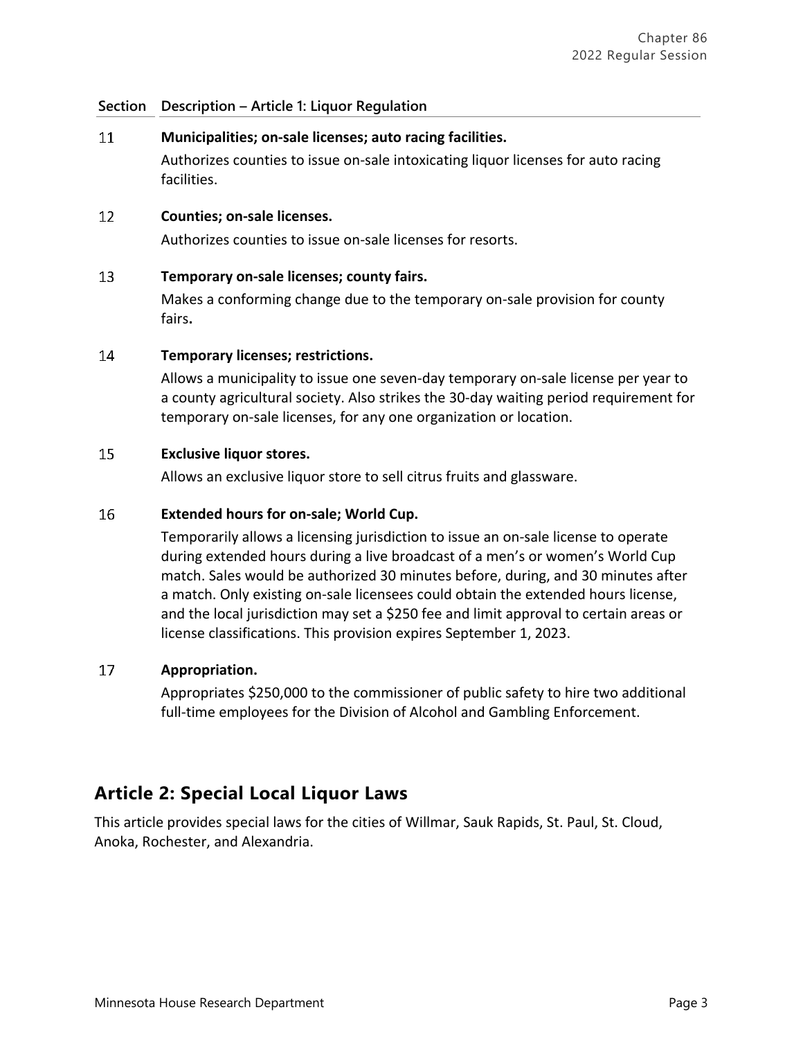| Section | Description – Article 1: Liquor Regulation |
|---|---|
| 11 | **Municipalities; on-sale licenses; auto racing facilities.** Authorizes counties to issue on-sale intoxicating liquor licenses for auto racing facilities. |
| 12 | **Counties; on-sale licenses.** Authorizes counties to issue on-sale licenses for resorts. |
| 13 | **Temporary on-sale licenses; county fairs.** Makes a conforming change due to the temporary on-sale provision for county fairs**.** |
| 14 | **Temporary licenses; restrictions.** Allows a municipality to issue one seven-day temporary on-sale license per year to a county agricultural society. Also strikes the 30-day waiting period requirement for temporary on-sale licenses, for any one organization or location. |
| 15 | **Exclusive liquor stores.** Allows an exclusive liquor store to sell citrus fruits and glassware. |
| 16 | **Extended hours for on-sale; World Cup.** Temporarily allows a licensing jurisdiction to issue an on-sale license to operate during extended hours during a live broadcast of a men's or women's World Cup match. Sales would be authorized 30 minutes before, during, and 30 minutes after a match. Only existing on-sale licensees could obtain the extended hours license, and the local jurisdiction may set a $250 fee and limit approval to certain areas or license classifications. This provision expires September 1, 2023. |
| 17 | **Appropriation.** Appropriates $250,000 to the commissioner of public safety to hire two additional full-time employees for the Division of Alcohol and Gambling Enforcement. |

## Article 2: Special Local Liquor Laws

This article provides special laws for the cities of Willmar, Sauk Rapids, St. Paul, St. Cloud, Anoka, Rochester, and Alexandria.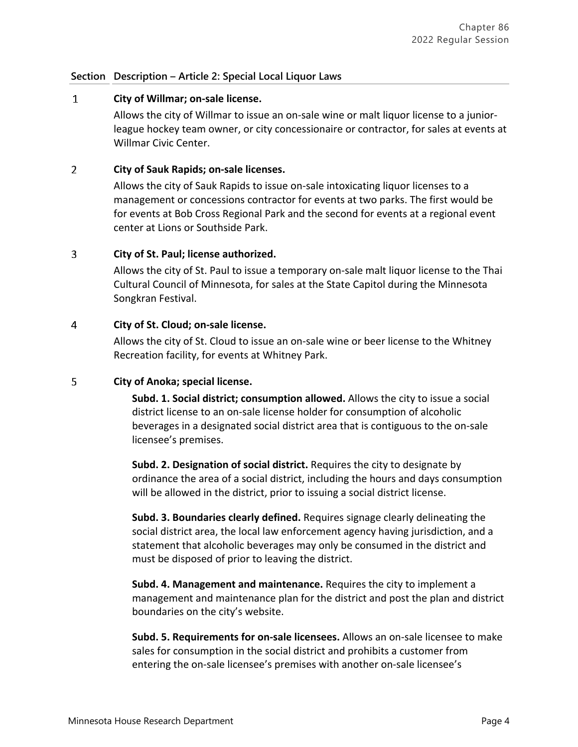| Section | Description – Article 2: Special Local Liquor Laws |
|---|---|
| 1 | **City of Willmar; on-sale license.**<br>Allows the city of Willmar to issue an on-sale wine or malt liquor license to a junior-league hockey team owner, or city concessionaire or contractor, for sales at events at Willmar Civic Center. |
| 2 | **City of Sauk Rapids; on-sale licenses.**<br>Allows the city of Sauk Rapids to issue on-sale intoxicating liquor licenses to a management or concessions contractor for events at two parks. The first would be for events at Bob Cross Regional Park and the second for events at a regional event center at Lions or Southside Park. |
| 3 | **City of St. Paul; license authorized.**<br>Allows the city of St. Paul to issue a temporary on-sale malt liquor license to the Thai Cultural Council of Minnesota, for sales at the State Capitol during the Minnesota Songkran Festival. |
| 4 | **City of St. Cloud; on-sale license.**<br>Allows the city of St. Cloud to issue an on-sale wine or beer license to the Whitney Recreation facility, for events at Whitney Park. |
| 5 | **City of Anoka; special license.**<br>**Subd. 1. Social district; consumption allowed.** Allows the city to issue a social district license to an on-sale license holder for consumption of alcoholic beverages in a designated social district area that is contiguous to the on-sale licensee's premises.<br>**Subd. 2. Designation of social district.** Requires the city to designate by ordinance the area of a social district, including the hours and days consumption will be allowed in the district, prior to issuing a social district license.<br>**Subd. 3. Boundaries clearly defined.** Requires signage clearly delineating the social district area, the local law enforcement agency having jurisdiction, and a statement that alcoholic beverages may only be consumed in the district and must be disposed of prior to leaving the district.<br>**Subd. 4. Management and maintenance.** Requires the city to implement a management and maintenance plan for the district and post the plan and district boundaries on the city's website.<br>**Subd. 5. Requirements for on-sale licensees.** Allows an on-sale licensee to make sales for consumption in the social district and prohibits a customer from entering the on-sale licensee's premises with another on-sale licensee's |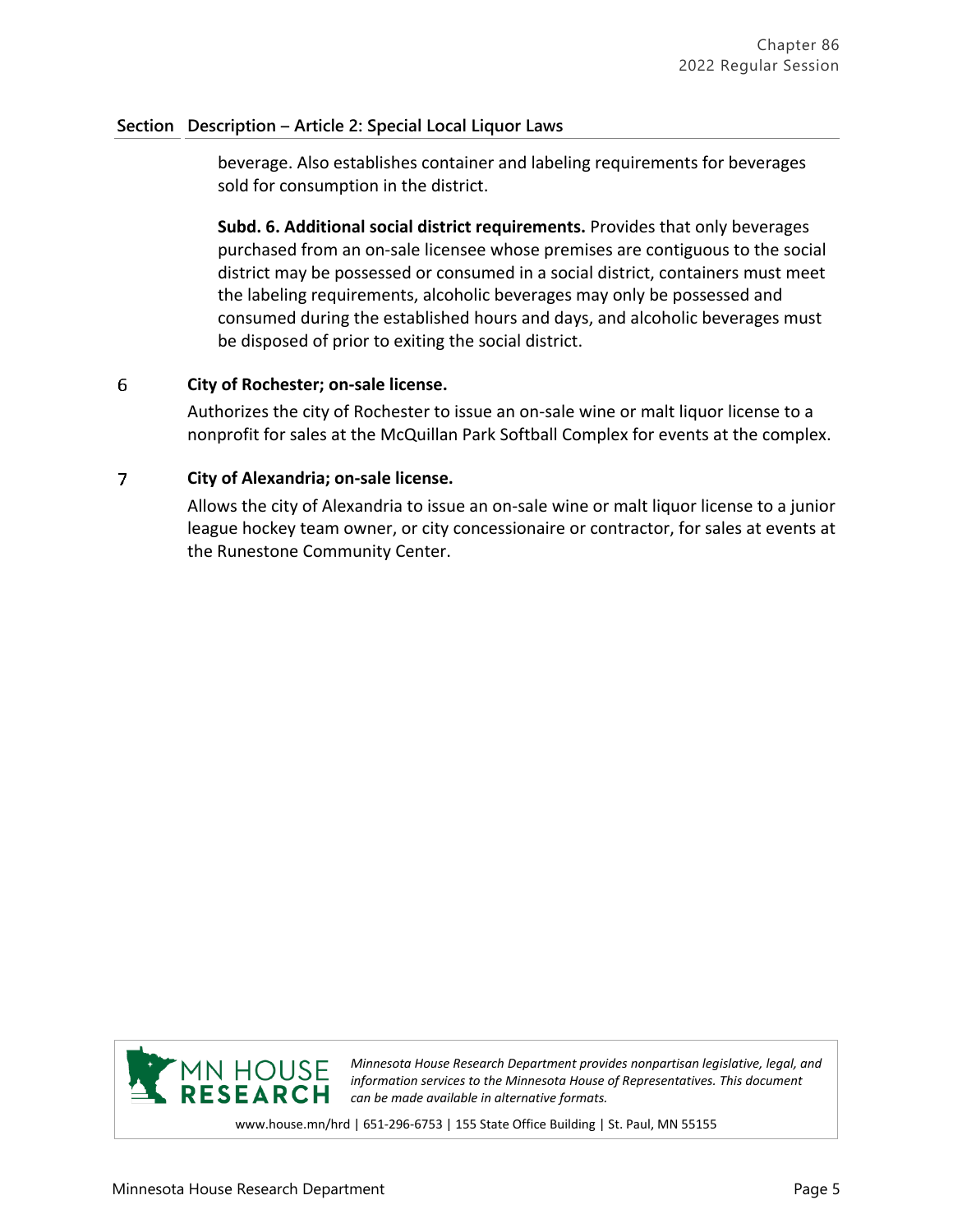| Section | Description – Article 2: Special Local Liquor Laws |
|---|---|
| | beverage. Also establishes container and labeling requirements for beverages sold for consumption in the district.<br><br>**Subd. 6. Additional social district requirements.** Provides that only beverages purchased from an on-sale licensee whose premises are contiguous to the social district may be possessed or consumed in a social district, containers must meet the labeling requirements, alcoholic beverages may only be possessed and consumed during the established hours and days, and alcoholic beverages must be disposed of prior to exiting the social district. |
| 6 | **City of Rochester; on-sale license.**<br><br>Authorizes the city of Rochester to issue an on-sale wine or malt liquor license to a nonprofit for sales at the McQuillan Park Softball Complex for events at the complex. |
| 7 | **City of Alexandria; on-sale license.**<br><br>Allows the city of Alexandria to issue an on-sale wine or malt liquor license to a junior league hockey team owner, or city concessionaire or contractor, for sales at events at the Runestone Community Center. |

MN HOUSE RESEARCH

*Minnesota House Research Department provides nonpartisan legislative, legal, and information services to the Minnesota House of Representatives. This document can be made available in alternative formats.*

www.house.mn/hrd | 651-296-6753 | 155 State Office Building | St. Paul, MN 55155